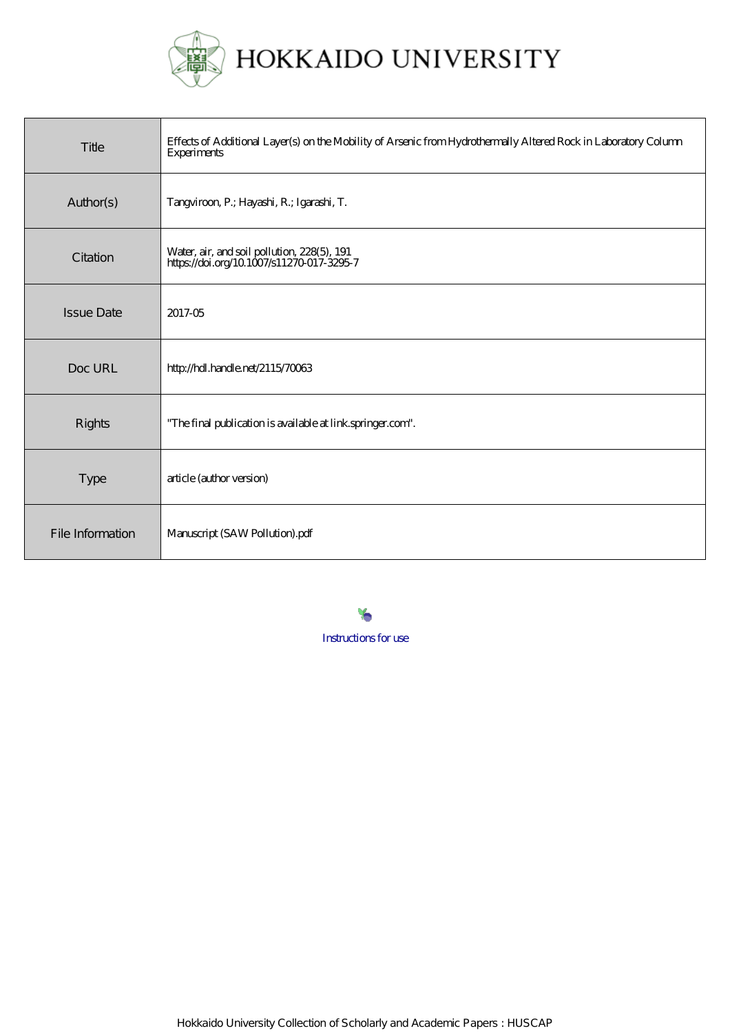# HOKKAIDO UNIVERSITY

| | |
|---|---|
| Title | Effects of Additional Layer(s) on the Mobility of Arsenic from Hydrothermally Altered Rock in Laboratory Column Experiments |
| Author(s) | Tangviroon, P.; Hayashi, R.; Igarashi, T. |
| Citation | Water, air, and soil pollution, 228(5), 191<br>https://doi.org/10.1007/s11270-017-3295-7 |
| Issue Date | 2017-05 |
| Doc URL | http://hdl.handle.net/2115/70063 |
| Rights | "The final publication is available at link.springer.com". |
| Type | article (author version) |
| File Information | Manuscript (SAW Pollution).pdf |

Instructions for use

Hokkaido University Collection of Scholarly and Academic Papers : HUSCAP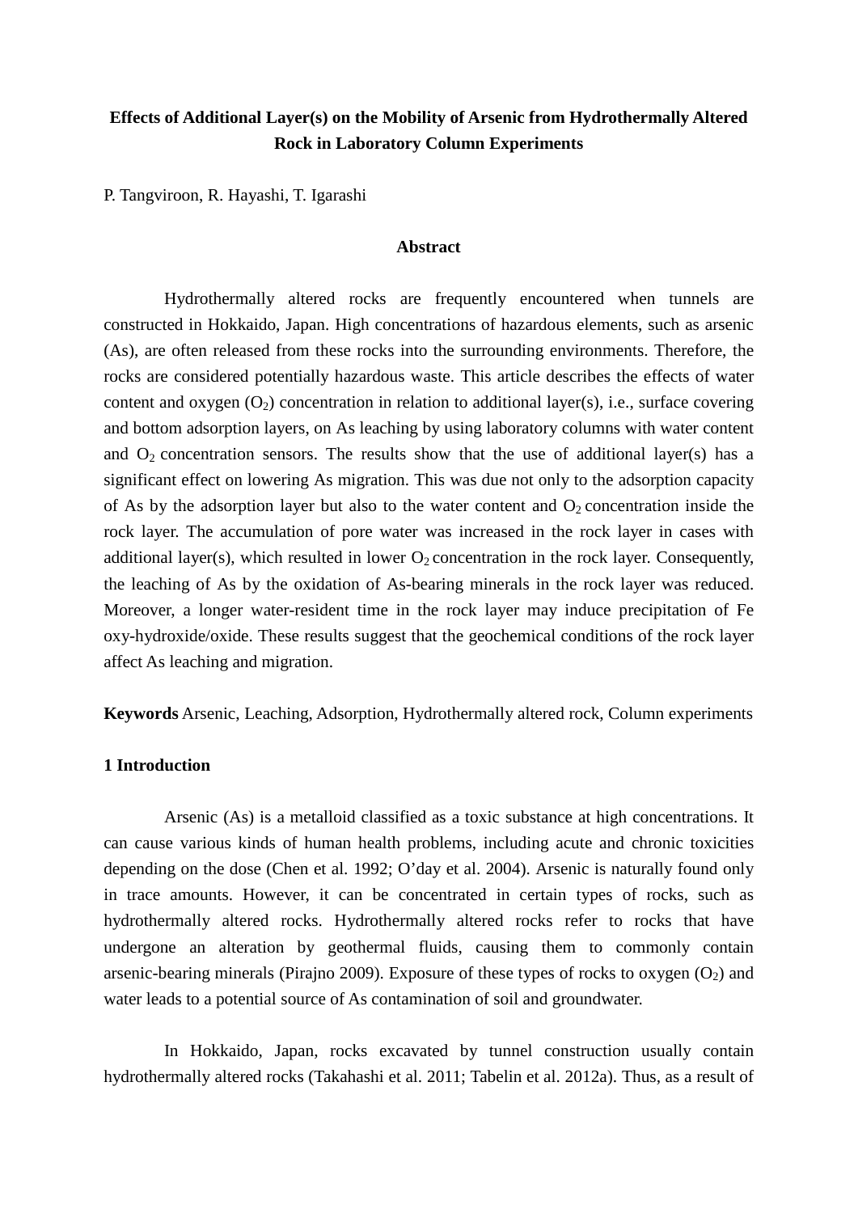**Effects of Additional Layer(s) on the Mobility of Arsenic from Hydrothermally Altered Rock in Laboratory Column Experiments**

P. Tangviroon, R. Hayashi, T. Igarashi

## Abstract

Hydrothermally altered rocks are frequently encountered when tunnels are constructed in Hokkaido, Japan. High concentrations of hazardous elements, such as arsenic (As), are often released from these rocks into the surrounding environments. Therefore, the rocks are considered potentially hazardous waste. This article describes the effects of water content and oxygen ($O_2$) concentration in relation to additional layer(s), i.e., surface covering and bottom adsorption layers, on As leaching by using laboratory columns with water content and $O_2$ concentration sensors. The results show that the use of additional layer(s) has a significant effect on lowering As migration. This was due not only to the adsorption capacity of As by the adsorption layer but also to the water content and $O_2$ concentration inside the rock layer. The accumulation of pore water was increased in the rock layer in cases with additional layer(s), which resulted in lower $O_2$ concentration in the rock layer. Consequently, the leaching of As by the oxidation of As-bearing minerals in the rock layer was reduced. Moreover, a longer water-resident time in the rock layer may induce precipitation of Fe oxy-hydroxide/oxide. These results suggest that the geochemical conditions of the rock layer affect As leaching and migration.

**Keywords** Arsenic, Leaching, Adsorption, Hydrothermally altered rock, Column experiments

## 1 Introduction

Arsenic (As) is a metalloid classified as a toxic substance at high concentrations. It can cause various kinds of human health problems, including acute and chronic toxicities depending on the dose (Chen et al. 1992; O'day et al. 2004). Arsenic is naturally found only in trace amounts. However, it can be concentrated in certain types of rocks, such as hydrothermally altered rocks. Hydrothermally altered rocks refer to rocks that have undergone an alteration by geothermal fluids, causing them to commonly contain arsenic-bearing minerals (Pirajno 2009). Exposure of these types of rocks to oxygen ($O_2$) and water leads to a potential source of As contamination of soil and groundwater.

In Hokkaido, Japan, rocks excavated by tunnel construction usually contain hydrothermally altered rocks (Takahashi et al. 2011; Tabelin et al. 2012a). Thus, as a result of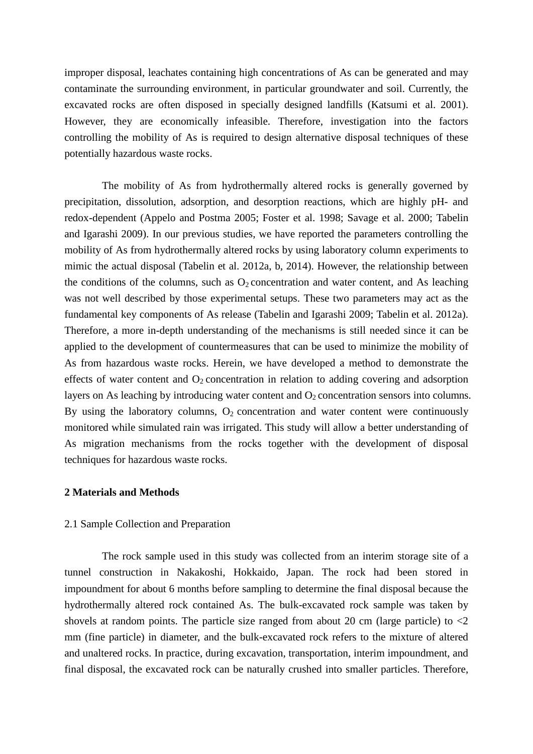improper disposal, leachates containing high concentrations of As can be generated and may contaminate the surrounding environment, in particular groundwater and soil. Currently, the excavated rocks are often disposed in specially designed landfills (Katsumi et al. 2001). However, they are economically infeasible. Therefore, investigation into the factors controlling the mobility of As is required to design alternative disposal techniques of these potentially hazardous waste rocks.

The mobility of As from hydrothermally altered rocks is generally governed by precipitation, dissolution, adsorption, and desorption reactions, which are highly pH- and redox-dependent (Appelo and Postma 2005; Foster et al. 1998; Savage et al. 2000; Tabelin and Igarashi 2009). In our previous studies, we have reported the parameters controlling the mobility of As from hydrothermally altered rocks by using laboratory column experiments to mimic the actual disposal (Tabelin et al. 2012a, b, 2014). However, the relationship between the conditions of the columns, such as $O_2$ concentration and water content, and As leaching was not well described by those experimental setups. These two parameters may act as the fundamental key components of As release (Tabelin and Igarashi 2009; Tabelin et al. 2012a). Therefore, a more in-depth understanding of the mechanisms is still needed since it can be applied to the development of countermeasures that can be used to minimize the mobility of As from hazardous waste rocks. Herein, we have developed a method to demonstrate the effects of water content and $O_2$ concentration in relation to adding covering and adsorption layers on As leaching by introducing water content and $O_2$ concentration sensors into columns. By using the laboratory columns, $O_2$ concentration and water content were continuously monitored while simulated rain was irrigated. This study will allow a better understanding of As migration mechanisms from the rocks together with the development of disposal techniques for hazardous waste rocks.

## 2 Materials and Methods

### 2.1 Sample Collection and Preparation

The rock sample used in this study was collected from an interim storage site of a tunnel construction in Nakakoshi, Hokkaido, Japan. The rock had been stored in impoundment for about 6 months before sampling to determine the final disposal because the hydrothermally altered rock contained As. The bulk-excavated rock sample was taken by shovels at random points. The particle size ranged from about 20 cm (large particle) to <2 mm (fine particle) in diameter, and the bulk-excavated rock refers to the mixture of altered and unaltered rocks. In practice, during excavation, transportation, interim impoundment, and final disposal, the excavated rock can be naturally crushed into smaller particles. Therefore,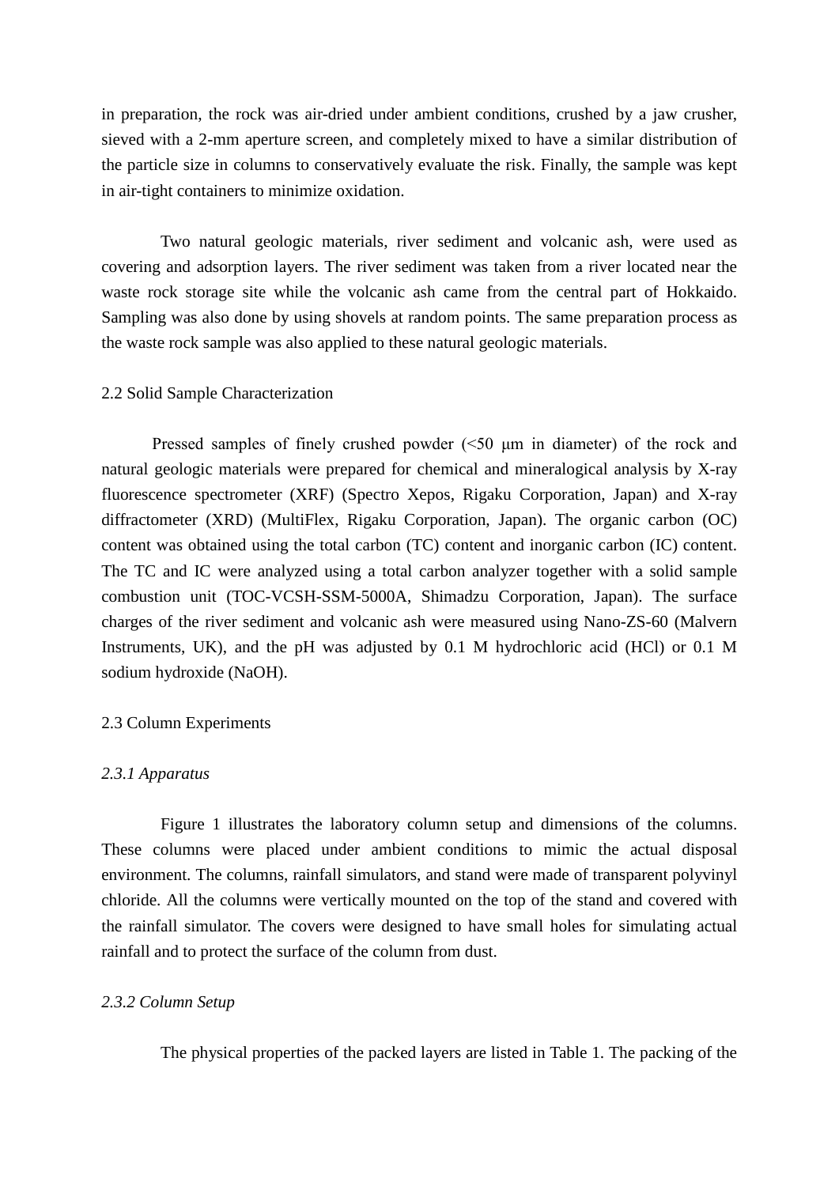in preparation, the rock was air-dried under ambient conditions, crushed by a jaw crusher, sieved with a 2-mm aperture screen, and completely mixed to have a similar distribution of the particle size in columns to conservatively evaluate the risk. Finally, the sample was kept in air-tight containers to minimize oxidation.

Two natural geologic materials, river sediment and volcanic ash, were used as covering and adsorption layers. The river sediment was taken from a river located near the waste rock storage site while the volcanic ash came from the central part of Hokkaido. Sampling was also done by using shovels at random points. The same preparation process as the waste rock sample was also applied to these natural geologic materials.

## 2.2 Solid Sample Characterization

Pressed samples of finely crushed powder (<50 μm in diameter) of the rock and natural geologic materials were prepared for chemical and mineralogical analysis by X-ray fluorescence spectrometer (XRF) (Spectro Xepos, Rigaku Corporation, Japan) and X-ray diffractometer (XRD) (MultiFlex, Rigaku Corporation, Japan). The organic carbon (OC) content was obtained using the total carbon (TC) content and inorganic carbon (IC) content. The TC and IC were analyzed using a total carbon analyzer together with a solid sample combustion unit (TOC-VCSH-SSM-5000A, Shimadzu Corporation, Japan). The surface charges of the river sediment and volcanic ash were measured using Nano-ZS-60 (Malvern Instruments, UK), and the pH was adjusted by 0.1 M hydrochloric acid (HCl) or 0.1 M sodium hydroxide (NaOH).

## 2.3 Column Experiments

### *2.3.1 Apparatus*

Figure 1 illustrates the laboratory column setup and dimensions of the columns. These columns were placed under ambient conditions to mimic the actual disposal environment. The columns, rainfall simulators, and stand were made of transparent polyvinyl chloride. All the columns were vertically mounted on the top of the stand and covered with the rainfall simulator. The covers were designed to have small holes for simulating actual rainfall and to protect the surface of the column from dust.

### *2.3.2 Column Setup*

The physical properties of the packed layers are listed in Table 1. The packing of the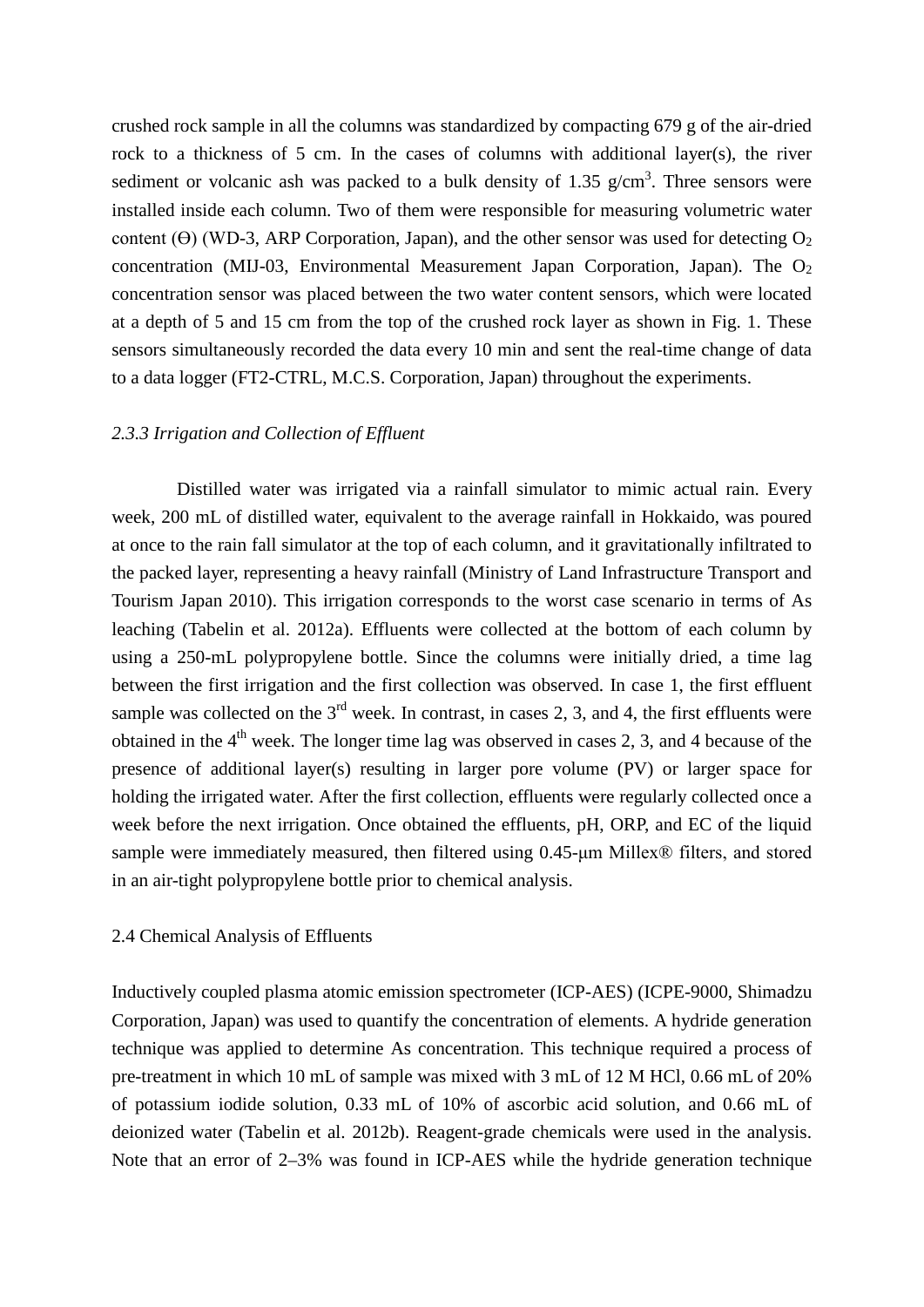crushed rock sample in all the columns was standardized by compacting 679 g of the air-dried rock to a thickness of 5 cm. In the cases of columns with additional layer(s), the river sediment or volcanic ash was packed to a bulk density of 1.35 g/cm$^3$. Three sensors were installed inside each column. Two of them were responsible for measuring volumetric water content (ϴ) (WD-3, ARP Corporation, Japan), and the other sensor was used for detecting $O_2$ concentration (MIJ-03, Environmental Measurement Japan Corporation, Japan). The $O_2$ concentration sensor was placed between the two water content sensors, which were located at a depth of 5 and 15 cm from the top of the crushed rock layer as shown in Fig. 1. These sensors simultaneously recorded the data every 10 min and sent the real-time change of data to a data logger (FT2-CTRL, M.C.S. Corporation, Japan) throughout the experiments.

### *2.3.3 Irrigation and Collection of Effluent*

Distilled water was irrigated via a rainfall simulator to mimic actual rain. Every week, 200 mL of distilled water, equivalent to the average rainfall in Hokkaido, was poured at once to the rain fall simulator at the top of each column, and it gravitationally infiltrated to the packed layer, representing a heavy rainfall (Ministry of Land Infrastructure Transport and Tourism Japan 2010). This irrigation corresponds to the worst case scenario in terms of As leaching (Tabelin et al. 2012a). Effluents were collected at the bottom of each column by using a 250-mL polypropylene bottle. Since the columns were initially dried, a time lag between the first irrigation and the first collection was observed. In case 1, the first effluent sample was collected on the 3$^{rd}$ week. In contrast, in cases 2, 3, and 4, the first effluents were obtained in the 4$^{th}$ week. The longer time lag was observed in cases 2, 3, and 4 because of the presence of additional layer(s) resulting in larger pore volume (PV) or larger space for holding the irrigated water. After the first collection, effluents were regularly collected once a week before the next irrigation. Once obtained the effluents, pH, ORP, and EC of the liquid sample were immediately measured, then filtered using 0.45-μm Millex® filters, and stored in an air-tight polypropylene bottle prior to chemical analysis.

## 2.4 Chemical Analysis of Effluents

Inductively coupled plasma atomic emission spectrometer (ICP-AES) (ICPE-9000, Shimadzu Corporation, Japan) was used to quantify the concentration of elements. A hydride generation technique was applied to determine As concentration. This technique required a process of pre-treatment in which 10 mL of sample was mixed with 3 mL of 12 M HCl, 0.66 mL of 20% of potassium iodide solution, 0.33 mL of 10% of ascorbic acid solution, and 0.66 mL of deionized water (Tabelin et al. 2012b). Reagent-grade chemicals were used in the analysis. Note that an error of 2–3% was found in ICP-AES while the hydride generation technique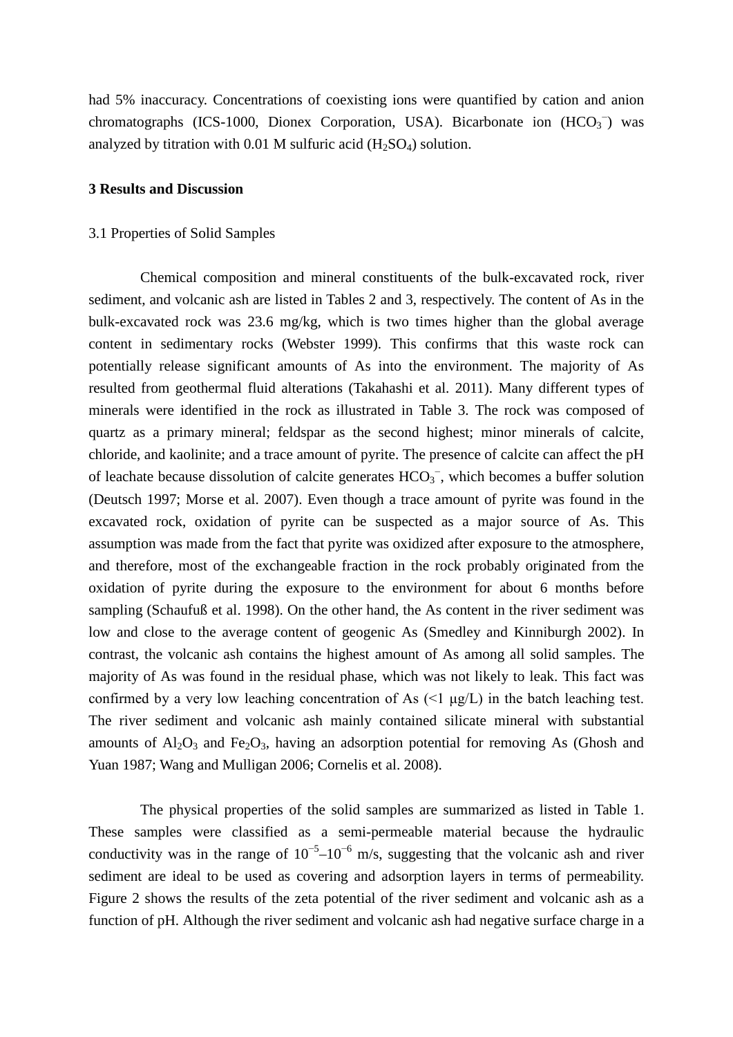had 5% inaccuracy. Concentrations of coexisting ions were quantified by cation and anion chromatographs (ICS-1000, Dionex Corporation, USA). Bicarbonate ion ($HCO_3^-$) was analyzed by titration with 0.01 M sulfuric acid ($H_2SO_4$) solution.

## 3 Results and Discussion

### 3.1 Properties of Solid Samples

Chemical composition and mineral constituents of the bulk-excavated rock, river sediment, and volcanic ash are listed in Tables 2 and 3, respectively. The content of As in the bulk-excavated rock was 23.6 mg/kg, which is two times higher than the global average content in sedimentary rocks (Webster 1999). This confirms that this waste rock can potentially release significant amounts of As into the environment. The majority of As resulted from geothermal fluid alterations (Takahashi et al. 2011). Many different types of minerals were identified in the rock as illustrated in Table 3. The rock was composed of quartz as a primary mineral; feldspar as the second highest; minor minerals of calcite, chloride, and kaolinite; and a trace amount of pyrite. The presence of calcite can affect the pH of leachate because dissolution of calcite generates $HCO_3^-$, which becomes a buffer solution (Deutsch 1997; Morse et al. 2007). Even though a trace amount of pyrite was found in the excavated rock, oxidation of pyrite can be suspected as a major source of As. This assumption was made from the fact that pyrite was oxidized after exposure to the atmosphere, and therefore, most of the exchangeable fraction in the rock probably originated from the oxidation of pyrite during the exposure to the environment for about 6 months before sampling (Schaufuß et al. 1998). On the other hand, the As content in the river sediment was low and close to the average content of geogenic As (Smedley and Kinniburgh 2002). In contrast, the volcanic ash contains the highest amount of As among all solid samples. The majority of As was found in the residual phase, which was not likely to leak. This fact was confirmed by a very low leaching concentration of As (<1 μg/L) in the batch leaching test. The river sediment and volcanic ash mainly contained silicate mineral with substantial amounts of $Al_2O_3$ and $Fe_2O_3$, having an adsorption potential for removing As (Ghosh and Yuan 1987; Wang and Mulligan 2006; Cornelis et al. 2008).

The physical properties of the solid samples are summarized as listed in Table 1. These samples were classified as a semi-permeable material because the hydraulic conductivity was in the range of $10^{-5}$–$10^{-6}$ m/s, suggesting that the volcanic ash and river sediment are ideal to be used as covering and adsorption layers in terms of permeability. Figure 2 shows the results of the zeta potential of the river sediment and volcanic ash as a function of pH. Although the river sediment and volcanic ash had negative surface charge in a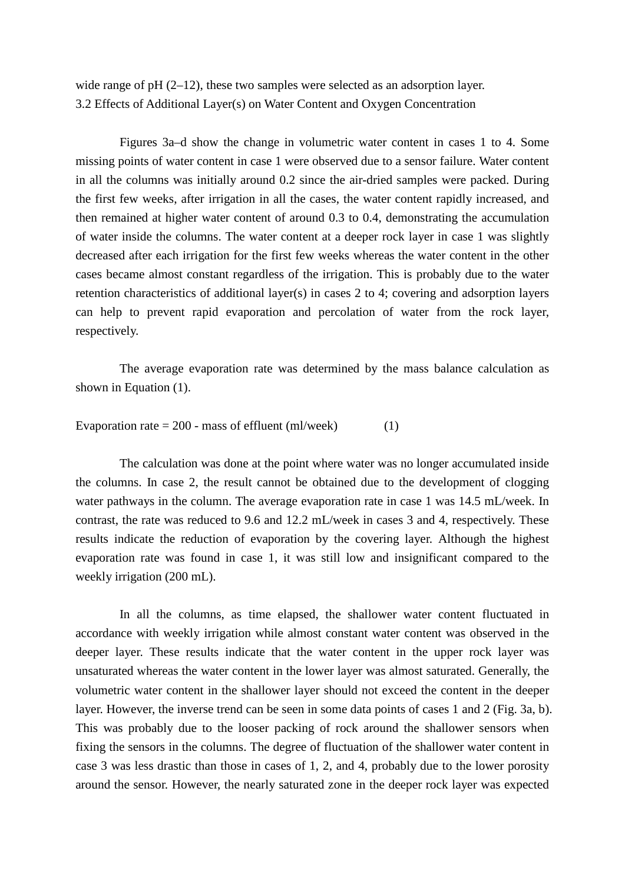wide range of pH (2–12), these two samples were selected as an adsorption layer.

### 3.2 Effects of Additional Layer(s) on Water Content and Oxygen Concentration

Figures 3a–d show the change in volumetric water content in cases 1 to 4. Some missing points of water content in case 1 were observed due to a sensor failure. Water content in all the columns was initially around 0.2 since the air-dried samples were packed. During the first few weeks, after irrigation in all the cases, the water content rapidly increased, and then remained at higher water content of around 0.3 to 0.4, demonstrating the accumulation of water inside the columns. The water content at a deeper rock layer in case 1 was slightly decreased after each irrigation for the first few weeks whereas the water content in the other cases became almost constant regardless of the irrigation. This is probably due to the water retention characteristics of additional layer(s) in cases 2 to 4; covering and adsorption layers can help to prevent rapid evaporation and percolation of water from the rock layer, respectively.

The average evaporation rate was determined by the mass balance calculation as shown in Equation (1).

$$\text{Evaporation rate} = 200 - \text{mass of effluent (ml/week)} \tag{1}$$

The calculation was done at the point where water was no longer accumulated inside the columns. In case 2, the result cannot be obtained due to the development of clogging water pathways in the column. The average evaporation rate in case 1 was 14.5 mL/week. In contrast, the rate was reduced to 9.6 and 12.2 mL/week in cases 3 and 4, respectively. These results indicate the reduction of evaporation by the covering layer. Although the highest evaporation rate was found in case 1, it was still low and insignificant compared to the weekly irrigation (200 mL).

In all the columns, as time elapsed, the shallower water content fluctuated in accordance with weekly irrigation while almost constant water content was observed in the deeper layer. These results indicate that the water content in the upper rock layer was unsaturated whereas the water content in the lower layer was almost saturated. Generally, the volumetric water content in the shallower layer should not exceed the content in the deeper layer. However, the inverse trend can be seen in some data points of cases 1 and 2 (Fig. 3a, b). This was probably due to the looser packing of rock around the shallower sensors when fixing the sensors in the columns. The degree of fluctuation of the shallower water content in case 3 was less drastic than those in cases of 1, 2, and 4, probably due to the lower porosity around the sensor. However, the nearly saturated zone in the deeper rock layer was expected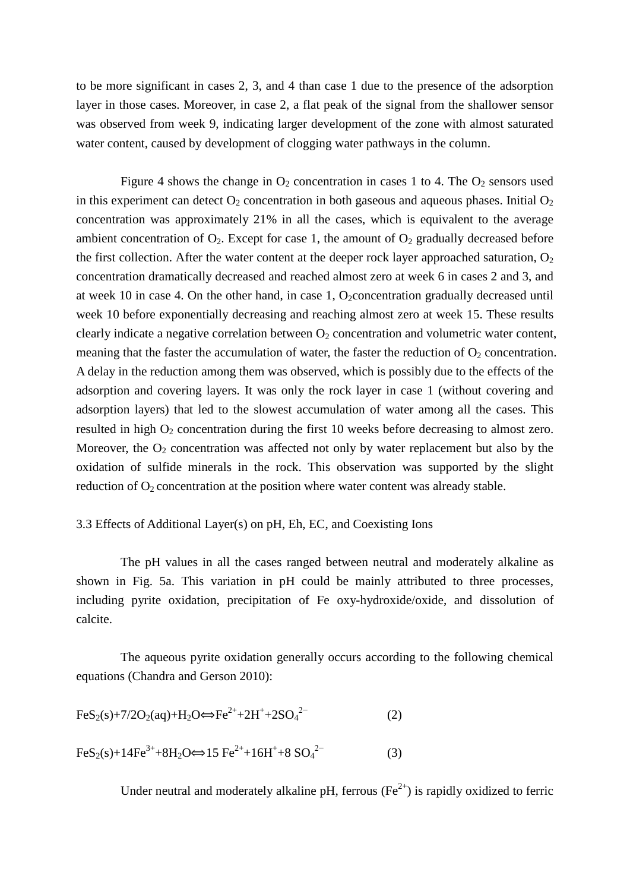to be more significant in cases 2, 3, and 4 than case 1 due to the presence of the adsorption layer in those cases. Moreover, in case 2, a flat peak of the signal from the shallower sensor was observed from week 9, indicating larger development of the zone with almost saturated water content, caused by development of clogging water pathways in the column.

Figure 4 shows the change in $O_2$ concentration in cases 1 to 4. The $O_2$ sensors used in this experiment can detect $O_2$ concentration in both gaseous and aqueous phases. Initial $O_2$ concentration was approximately 21% in all the cases, which is equivalent to the average ambient concentration of $O_2$. Except for case 1, the amount of $O_2$ gradually decreased before the first collection. After the water content at the deeper rock layer approached saturation, $O_2$ concentration dramatically decreased and reached almost zero at week 6 in cases 2 and 3, and at week 10 in case 4. On the other hand, in case 1, $O_2$concentration gradually decreased until week 10 before exponentially decreasing and reaching almost zero at week 15. These results clearly indicate a negative correlation between $O_2$ concentration and volumetric water content, meaning that the faster the accumulation of water, the faster the reduction of $O_2$ concentration. A delay in the reduction among them was observed, which is possibly due to the effects of the adsorption and covering layers. It was only the rock layer in case 1 (without covering and adsorption layers) that led to the slowest accumulation of water among all the cases. This resulted in high $O_2$ concentration during the first 10 weeks before decreasing to almost zero. Moreover, the $O_2$ concentration was affected not only by water replacement but also by the oxidation of sulfide minerals in the rock. This observation was supported by the slight reduction of $O_2$ concentration at the position where water content was already stable.

### 3.3 Effects of Additional Layer(s) on pH, Eh, EC, and Coexisting Ions

The pH values in all the cases ranged between neutral and moderately alkaline as shown in Fig. 5a. This variation in pH could be mainly attributed to three processes, including pyrite oxidation, precipitation of Fe oxy-hydroxide/oxide, and dissolution of calcite.

The aqueous pyrite oxidation generally occurs according to the following chemical equations (Chandra and Gerson 2010):

$$FeS_2(s)+7/2O_2(aq)+H_2O \Leftrightarrow Fe^{2+}+2H^{+}+2SO_4^{2-} \qquad (2)$$

$$FeS_2(s)+14Fe^{3+}+8H_2O \Leftrightarrow 15\ Fe^{2+}+16H^{+}+8\ SO_4^{2-} \qquad (3)$$

Under neutral and moderately alkaline pH, ferrous ($Fe^{2+}$) is rapidly oxidized to ferric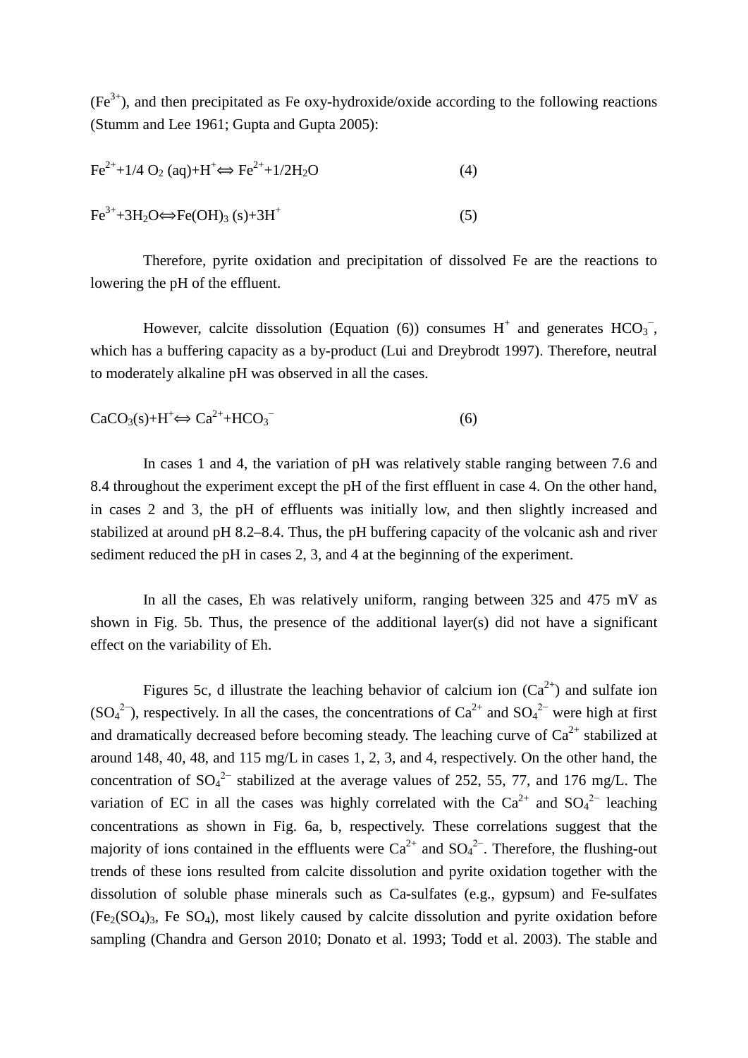($Fe^{3+}$), and then precipitated as Fe oxy-hydroxide/oxide according to the following reactions (Stumm and Lee 1961; Gupta and Gupta 2005):

$$Fe^{2+}+1/4\ O_2\ (aq)+H^+ \Leftrightarrow Fe^{2+}+1/2H_2O \qquad (4)$$

$$Fe^{3+}+3H_2O \Leftrightarrow Fe(OH)_3\ (s)+3H^+ \qquad (5)$$

Therefore, pyrite oxidation and precipitation of dissolved Fe are the reactions to lowering the pH of the effluent.

However, calcite dissolution (Equation (6)) consumes $H^+$ and generates $HCO_3^-$, which has a buffering capacity as a by-product (Lui and Dreybrodt 1997). Therefore, neutral to moderately alkaline pH was observed in all the cases.

$$CaCO_3(s)+H^+ \Leftrightarrow Ca^{2+}+HCO_3^- \qquad (6)$$

In cases 1 and 4, the variation of pH was relatively stable ranging between 7.6 and 8.4 throughout the experiment except the pH of the first effluent in case 4. On the other hand, in cases 2 and 3, the pH of effluents was initially low, and then slightly increased and stabilized at around pH 8.2–8.4. Thus, the pH buffering capacity of the volcanic ash and river sediment reduced the pH in cases 2, 3, and 4 at the beginning of the experiment.

In all the cases, Eh was relatively uniform, ranging between 325 and 475 mV as shown in Fig. 5b. Thus, the presence of the additional layer(s) did not have a significant effect on the variability of Eh.

Figures 5c, d illustrate the leaching behavior of calcium ion ($Ca^{2+}$) and sulfate ion ($SO_4^{2-}$), respectively. In all the cases, the concentrations of $Ca^{2+}$ and $SO_4^{2-}$ were high at first and dramatically decreased before becoming steady. The leaching curve of $Ca^{2+}$ stabilized at around 148, 40, 48, and 115 mg/L in cases 1, 2, 3, and 4, respectively. On the other hand, the concentration of $SO_4^{2-}$ stabilized at the average values of 252, 55, 77, and 176 mg/L. The variation of EC in all the cases was highly correlated with the $Ca^{2+}$ and $SO_4^{2-}$ leaching concentrations as shown in Fig. 6a, b, respectively. These correlations suggest that the majority of ions contained in the effluents were $Ca^{2+}$ and $SO_4^{2-}$. Therefore, the flushing-out trends of these ions resulted from calcite dissolution and pyrite oxidation together with the dissolution of soluble phase minerals such as Ca-sulfates (e.g., gypsum) and Fe-sulfates ($Fe_2(SO_4)_3$, Fe $SO_4$), most likely caused by calcite dissolution and pyrite oxidation before sampling (Chandra and Gerson 2010; Donato et al. 1993; Todd et al. 2003). The stable and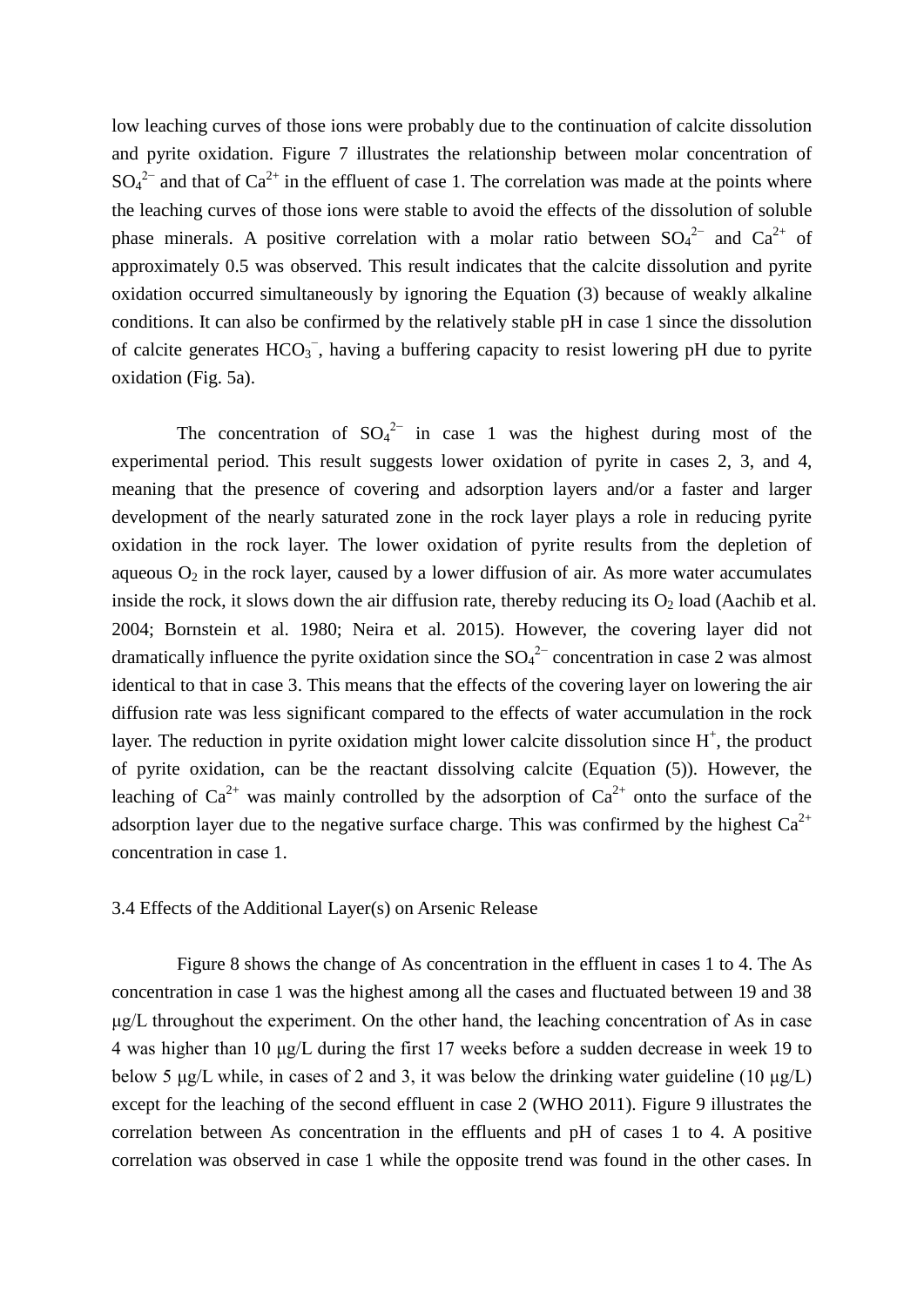low leaching curves of those ions were probably due to the continuation of calcite dissolution and pyrite oxidation. Figure 7 illustrates the relationship between molar concentration of $SO_4^{2-}$ and that of $Ca^{2+}$ in the effluent of case 1. The correlation was made at the points where the leaching curves of those ions were stable to avoid the effects of the dissolution of soluble phase minerals. A positive correlation with a molar ratio between $SO_4^{2-}$ and $Ca^{2+}$ of approximately 0.5 was observed. This result indicates that the calcite dissolution and pyrite oxidation occurred simultaneously by ignoring the Equation (3) because of weakly alkaline conditions. It can also be confirmed by the relatively stable pH in case 1 since the dissolution of calcite generates $HCO_3^-$, having a buffering capacity to resist lowering pH due to pyrite oxidation (Fig. 5a).

The concentration of $SO_4^{2-}$ in case 1 was the highest during most of the experimental period. This result suggests lower oxidation of pyrite in cases 2, 3, and 4, meaning that the presence of covering and adsorption layers and/or a faster and larger development of the nearly saturated zone in the rock layer plays a role in reducing pyrite oxidation in the rock layer. The lower oxidation of pyrite results from the depletion of aqueous $O_2$ in the rock layer, caused by a lower diffusion of air. As more water accumulates inside the rock, it slows down the air diffusion rate, thereby reducing its $O_2$ load (Aachib et al. 2004; Bornstein et al. 1980; Neira et al. 2015). However, the covering layer did not dramatically influence the pyrite oxidation since the $SO_4^{2-}$ concentration in case 2 was almost identical to that in case 3. This means that the effects of the covering layer on lowering the air diffusion rate was less significant compared to the effects of water accumulation in the rock layer. The reduction in pyrite oxidation might lower calcite dissolution since $H^+$, the product of pyrite oxidation, can be the reactant dissolving calcite (Equation (5)). However, the leaching of $Ca^{2+}$ was mainly controlled by the adsorption of $Ca^{2+}$ onto the surface of the adsorption layer due to the negative surface charge. This was confirmed by the highest $Ca^{2+}$ concentration in case 1.

### 3.4 Effects of the Additional Layer(s) on Arsenic Release

Figure 8 shows the change of As concentration in the effluent in cases 1 to 4. The As concentration in case 1 was the highest among all the cases and fluctuated between 19 and 38 μg/L throughout the experiment. On the other hand, the leaching concentration of As in case 4 was higher than 10 μg/L during the first 17 weeks before a sudden decrease in week 19 to below 5 μg/L while, in cases of 2 and 3, it was below the drinking water guideline (10 μg/L) except for the leaching of the second effluent in case 2 (WHO 2011). Figure 9 illustrates the correlation between As concentration in the effluents and pH of cases 1 to 4. A positive correlation was observed in case 1 while the opposite trend was found in the other cases. In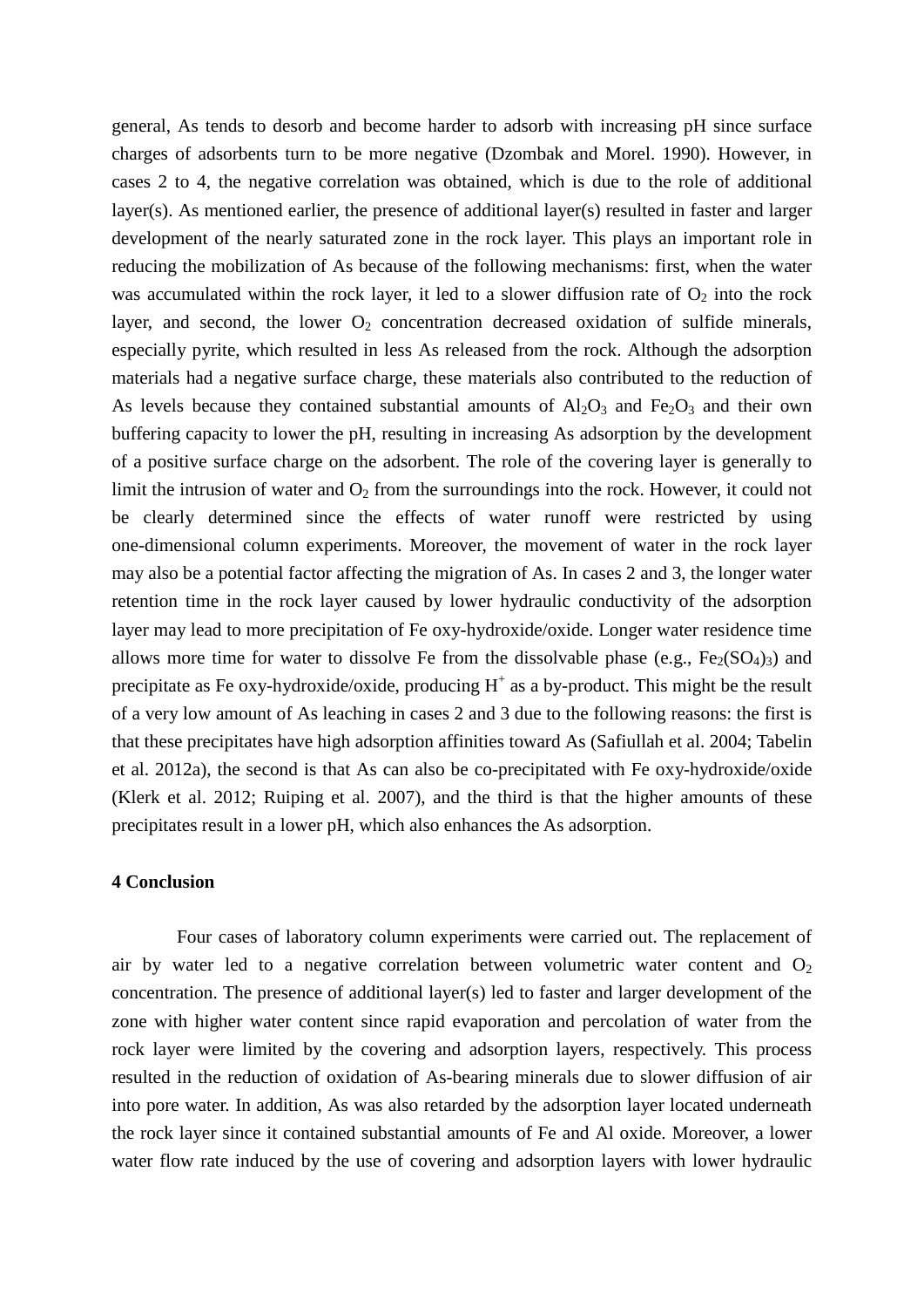general, As tends to desorb and become harder to adsorb with increasing pH since surface charges of adsorbents turn to be more negative (Dzombak and Morel. 1990). However, in cases 2 to 4, the negative correlation was obtained, which is due to the role of additional layer(s). As mentioned earlier, the presence of additional layer(s) resulted in faster and larger development of the nearly saturated zone in the rock layer. This plays an important role in reducing the mobilization of As because of the following mechanisms: first, when the water was accumulated within the rock layer, it led to a slower diffusion rate of $O_2$ into the rock layer, and second, the lower $O_2$ concentration decreased oxidation of sulfide minerals, especially pyrite, which resulted in less As released from the rock. Although the adsorption materials had a negative surface charge, these materials also contributed to the reduction of As levels because they contained substantial amounts of $Al_2O_3$ and $Fe_2O_3$ and their own buffering capacity to lower the pH, resulting in increasing As adsorption by the development of a positive surface charge on the adsorbent. The role of the covering layer is generally to limit the intrusion of water and $O_2$ from the surroundings into the rock. However, it could not be clearly determined since the effects of water runoff were restricted by using one-dimensional column experiments. Moreover, the movement of water in the rock layer may also be a potential factor affecting the migration of As. In cases 2 and 3, the longer water retention time in the rock layer caused by lower hydraulic conductivity of the adsorption layer may lead to more precipitation of Fe oxy-hydroxide/oxide. Longer water residence time allows more time for water to dissolve Fe from the dissolvable phase (e.g., $Fe_2(SO_4)_3$) and precipitate as Fe oxy-hydroxide/oxide, producing $H^+$ as a by-product. This might be the result of a very low amount of As leaching in cases 2 and 3 due to the following reasons: the first is that these precipitates have high adsorption affinities toward As (Safiullah et al. 2004; Tabelin et al. 2012a), the second is that As can also be co-precipitated with Fe oxy-hydroxide/oxide (Klerk et al. 2012; Ruiping et al. 2007), and the third is that the higher amounts of these precipitates result in a lower pH, which also enhances the As adsorption.

## 4 Conclusion

Four cases of laboratory column experiments were carried out. The replacement of air by water led to a negative correlation between volumetric water content and $O_2$ concentration. The presence of additional layer(s) led to faster and larger development of the zone with higher water content since rapid evaporation and percolation of water from the rock layer were limited by the covering and adsorption layers, respectively. This process resulted in the reduction of oxidation of As-bearing minerals due to slower diffusion of air into pore water. In addition, As was also retarded by the adsorption layer located underneath the rock layer since it contained substantial amounts of Fe and Al oxide. Moreover, a lower water flow rate induced by the use of covering and adsorption layers with lower hydraulic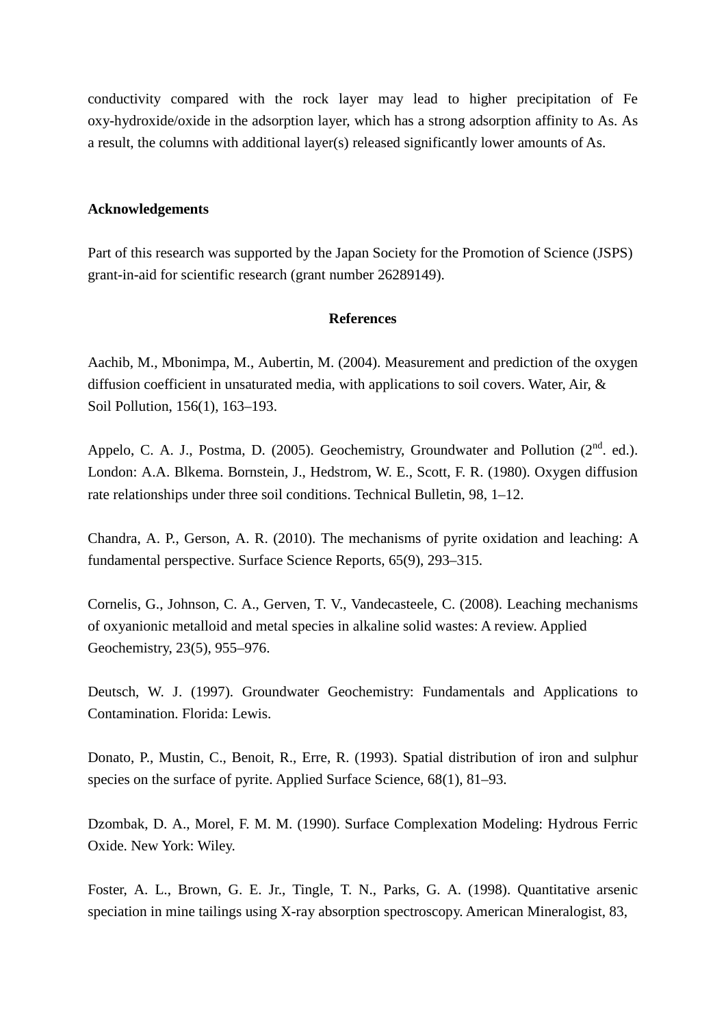conductivity compared with the rock layer may lead to higher precipitation of Fe oxy-hydroxide/oxide in the adsorption layer, which has a strong adsorption affinity to As. As a result, the columns with additional layer(s) released significantly lower amounts of As.

## Acknowledgements

Part of this research was supported by the Japan Society for the Promotion of Science (JSPS) grant-in-aid for scientific research (grant number 26289149).

## References

Aachib, M., Mbonimpa, M., Aubertin, M. (2004). Measurement and prediction of the oxygen diffusion coefficient in unsaturated media, with applications to soil covers. Water, Air, & Soil Pollution, 156(1), 163–193.

Appelo, C. A. J., Postma, D. (2005). Geochemistry, Groundwater and Pollution (2$^{nd}$. ed.). London: A.A. Blkema. Bornstein, J., Hedstrom, W. E., Scott, F. R. (1980). Oxygen diffusion rate relationships under three soil conditions. Technical Bulletin, 98, 1–12.

Chandra, A. P., Gerson, A. R. (2010). The mechanisms of pyrite oxidation and leaching: A fundamental perspective. Surface Science Reports, 65(9), 293–315.

Cornelis, G., Johnson, C. A., Gerven, T. V., Vandecasteele, C. (2008). Leaching mechanisms of oxyanionic metalloid and metal species in alkaline solid wastes: A review. Applied Geochemistry, 23(5), 955–976.

Deutsch, W. J. (1997). Groundwater Geochemistry: Fundamentals and Applications to Contamination. Florida: Lewis.

Donato, P., Mustin, C., Benoit, R., Erre, R. (1993). Spatial distribution of iron and sulphur species on the surface of pyrite. Applied Surface Science, 68(1), 81–93.

Dzombak, D. A., Morel, F. M. M. (1990). Surface Complexation Modeling: Hydrous Ferric Oxide. New York: Wiley.

Foster, A. L., Brown, G. E. Jr., Tingle, T. N., Parks, G. A. (1998). Quantitative arsenic speciation in mine tailings using X-ray absorption spectroscopy. American Mineralogist, 83,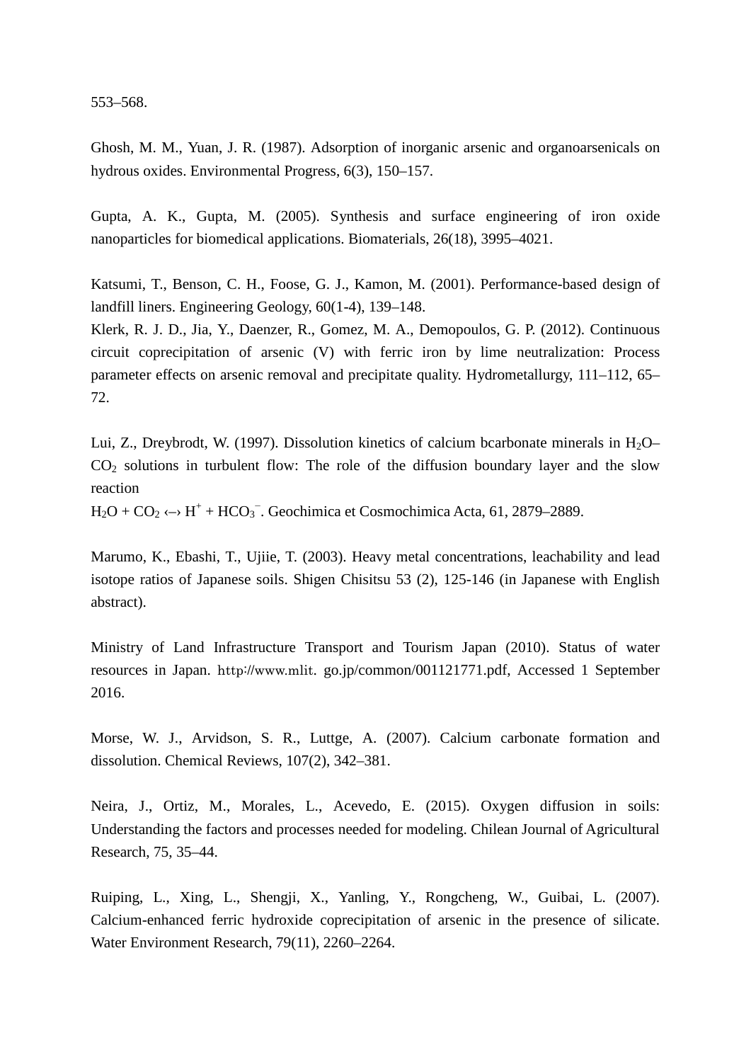553–568.

Ghosh, M. M., Yuan, J. R. (1987). Adsorption of inorganic arsenic and organoarsenicals on hydrous oxides. Environmental Progress, 6(3), 150–157.

Gupta, A. K., Gupta, M. (2005). Synthesis and surface engineering of iron oxide nanoparticles for biomedical applications. Biomaterials, 26(18), 3995–4021.

Katsumi, T., Benson, C. H., Foose, G. J., Kamon, M. (2001). Performance-based design of landfill liners. Engineering Geology, 60(1-4), 139–148.

Klerk, R. J. D., Jia, Y., Daenzer, R., Gomez, M. A., Demopoulos, G. P. (2012). Continuous circuit coprecipitation of arsenic (V) with ferric iron by lime neutralization: Process parameter effects on arsenic removal and precipitate quality. Hydrometallurgy, 111–112, 65–72.

Lui, Z., Dreybrodt, W. (1997). Dissolution kinetics of calcium bcarbonate minerals in $H_2O$–$CO_2$ solutions in turbulent flow: The role of the diffusion boundary layer and the slow reaction

$H_2O + CO_2 \leftrightarrow H^+ + HCO_3^-$. Geochimica et Cosmochimica Acta, 61, 2879–2889.

Marumo, K., Ebashi, T., Ujiie, T. (2003). Heavy metal concentrations, leachability and lead isotope ratios of Japanese soils. Shigen Chisitsu 53 (2), 125-146 (in Japanese with English abstract).

Ministry of Land Infrastructure Transport and Tourism Japan (2010). Status of water resources in Japan. http://www.mlit. go.jp/common/001121771.pdf, Accessed 1 September 2016.

Morse, W. J., Arvidson, S. R., Luttge, A. (2007). Calcium carbonate formation and dissolution. Chemical Reviews, 107(2), 342–381.

Neira, J., Ortiz, M., Morales, L., Acevedo, E. (2015). Oxygen diffusion in soils: Understanding the factors and processes needed for modeling. Chilean Journal of Agricultural Research, 75, 35–44.

Ruiping, L., Xing, L., Shengji, X., Yanling, Y., Rongcheng, W., Guibai, L. (2007). Calcium-enhanced ferric hydroxide coprecipitation of arsenic in the presence of silicate. Water Environment Research, 79(11), 2260–2264.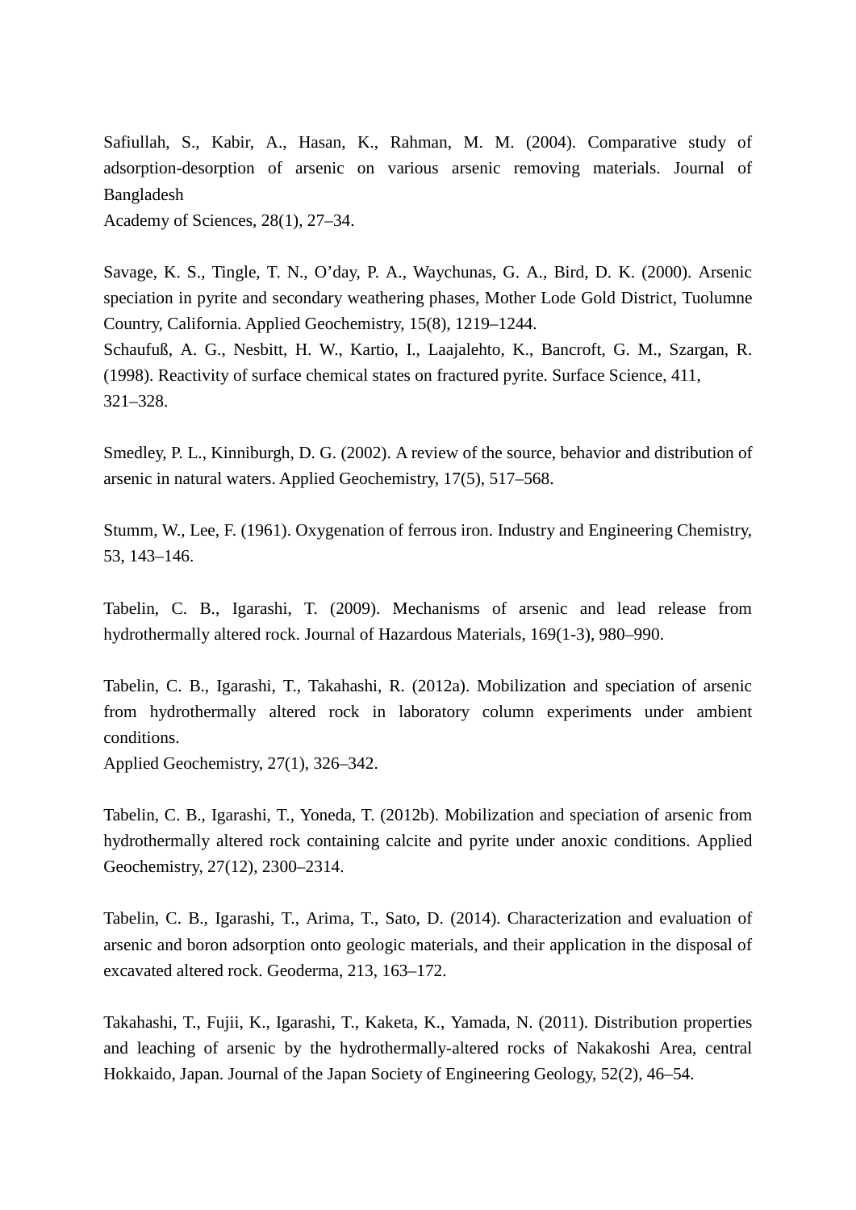Safiullah, S., Kabir, A., Hasan, K., Rahman, M. M. (2004). Comparative study of adsorption-desorption of arsenic on various arsenic removing materials. Journal of Bangladesh Academy of Sciences, 28(1), 27–34.

Savage, K. S., Tingle, T. N., O'day, P. A., Waychunas, G. A., Bird, D. K. (2000). Arsenic speciation in pyrite and secondary weathering phases, Mother Lode Gold District, Tuolumne Country, California. Applied Geochemistry, 15(8), 1219–1244.

Schaufuß, A. G., Nesbitt, H. W., Kartio, I., Laajalehto, K., Bancroft, G. M., Szargan, R. (1998). Reactivity of surface chemical states on fractured pyrite. Surface Science, 411, 321–328.

Smedley, P. L., Kinniburgh, D. G. (2002). A review of the source, behavior and distribution of arsenic in natural waters. Applied Geochemistry, 17(5), 517–568.

Stumm, W., Lee, F. (1961). Oxygenation of ferrous iron. Industry and Engineering Chemistry, 53, 143–146.

Tabelin, C. B., Igarashi, T. (2009). Mechanisms of arsenic and lead release from hydrothermally altered rock. Journal of Hazardous Materials, 169(1-3), 980–990.

Tabelin, C. B., Igarashi, T., Takahashi, R. (2012a). Mobilization and speciation of arsenic from hydrothermally altered rock in laboratory column experiments under ambient conditions. Applied Geochemistry, 27(1), 326–342.

Tabelin, C. B., Igarashi, T., Yoneda, T. (2012b). Mobilization and speciation of arsenic from hydrothermally altered rock containing calcite and pyrite under anoxic conditions. Applied Geochemistry, 27(12), 2300–2314.

Tabelin, C. B., Igarashi, T., Arima, T., Sato, D. (2014). Characterization and evaluation of arsenic and boron adsorption onto geologic materials, and their application in the disposal of excavated altered rock. Geoderma, 213, 163–172.

Takahashi, T., Fujii, K., Igarashi, T., Kaketa, K., Yamada, N. (2011). Distribution properties and leaching of arsenic by the hydrothermally-altered rocks of Nakakoshi Area, central Hokkaido, Japan. Journal of the Japan Society of Engineering Geology, 52(2), 46–54.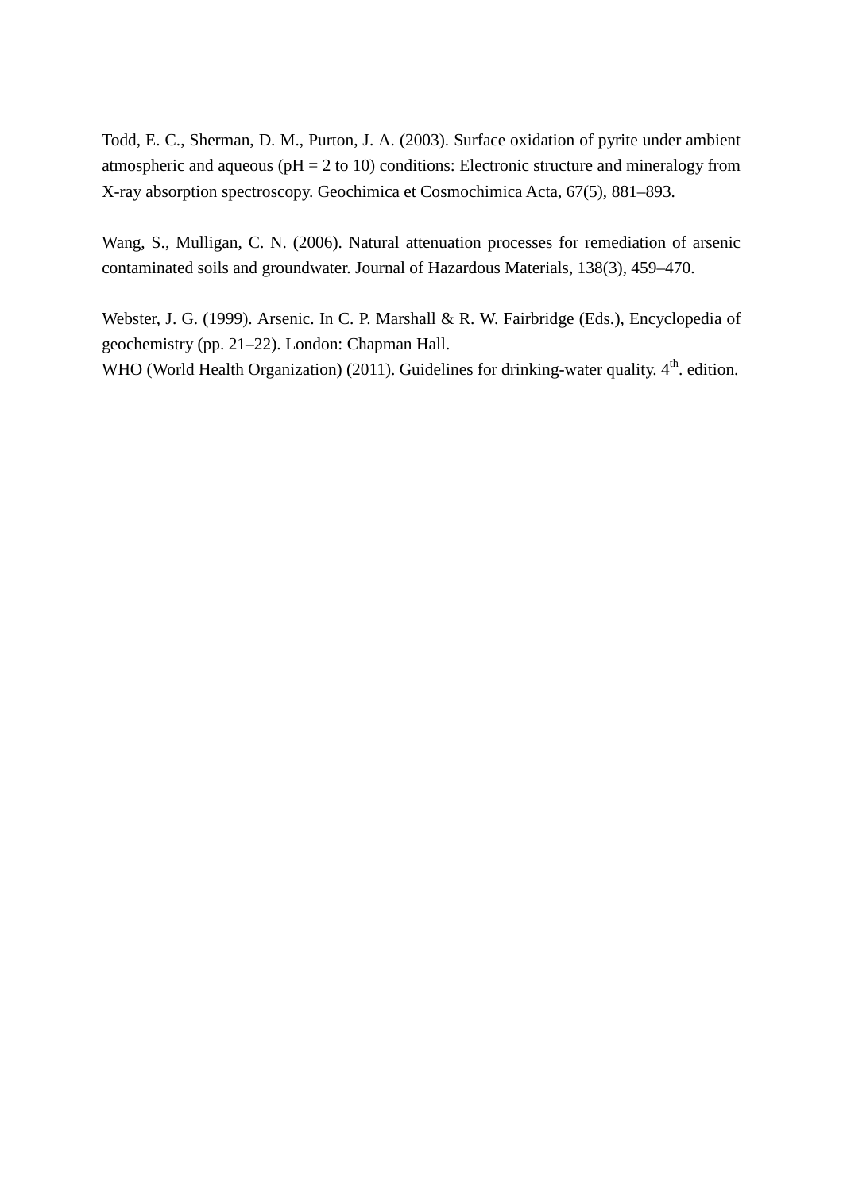Todd, E. C., Sherman, D. M., Purton, J. A. (2003). Surface oxidation of pyrite under ambient atmospheric and aqueous (pH = 2 to 10) conditions: Electronic structure and mineralogy from X-ray absorption spectroscopy. Geochimica et Cosmochimica Acta, 67(5), 881–893.

Wang, S., Mulligan, C. N. (2006). Natural attenuation processes for remediation of arsenic contaminated soils and groundwater. Journal of Hazardous Materials, 138(3), 459–470.

Webster, J. G. (1999). Arsenic. In C. P. Marshall & R. W. Fairbridge (Eds.), Encyclopedia of geochemistry (pp. 21–22). London: Chapman Hall.

WHO (World Health Organization) (2011). Guidelines for drinking-water quality. $4^{th}$. edition.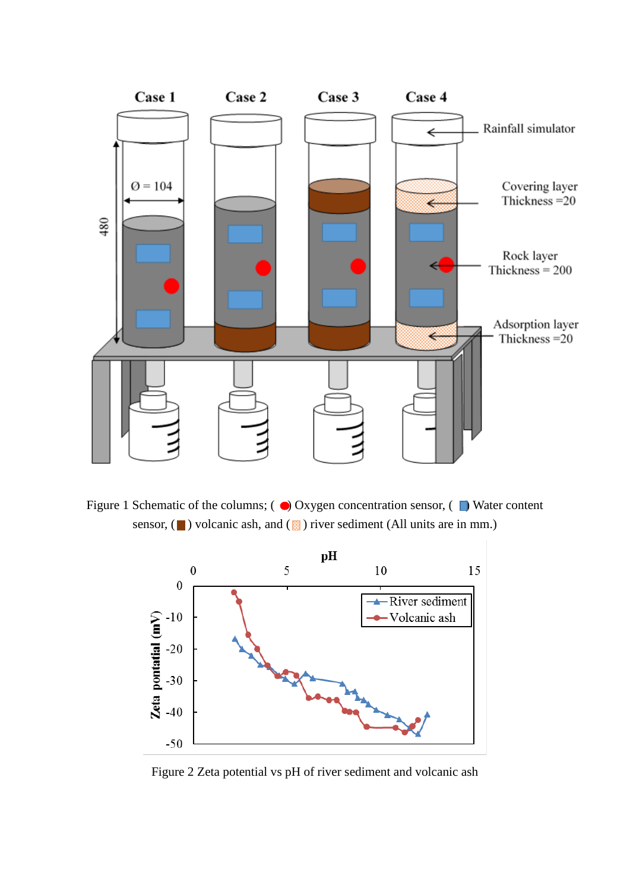Figure 1 Schematic of the columns; ( ● ) Oxygen concentration sensor, ( ■ ) Water content sensor, ( ■ ) volcanic ash, and ( ■ ) river sediment (All units are in mm.)

Figure 2 Zeta potential vs pH of river sediment and volcanic ash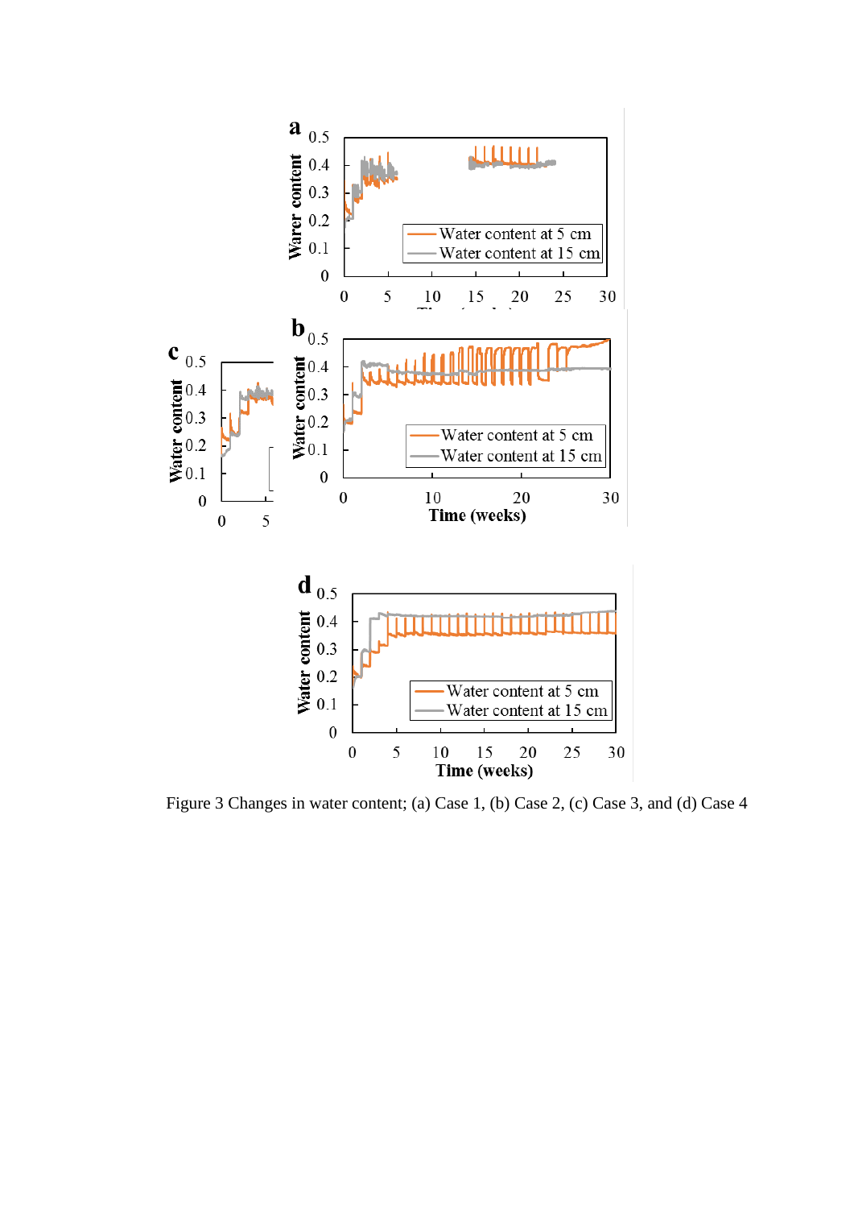Figure 3 Changes in water content; (a) Case 1, (b) Case 2, (c) Case 3, and (d) Case 4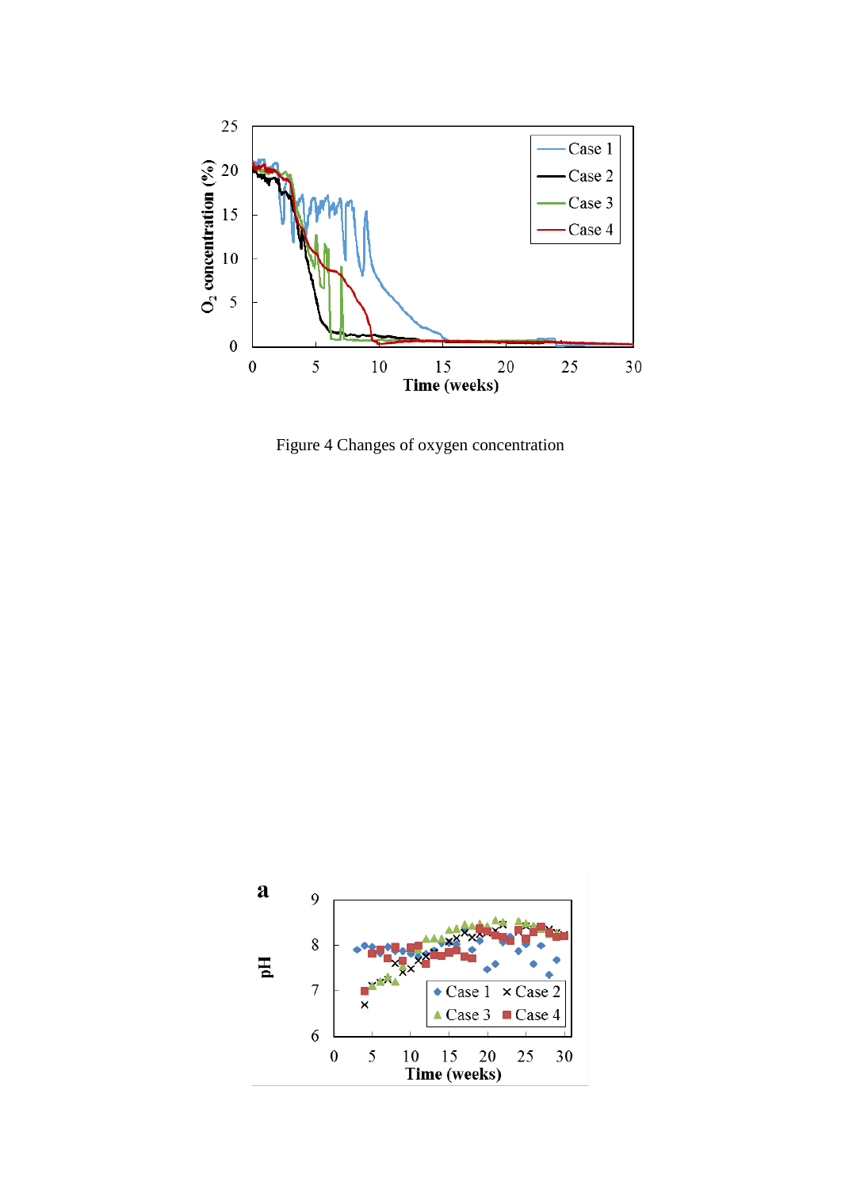Figure 4 Changes of oxygen concentration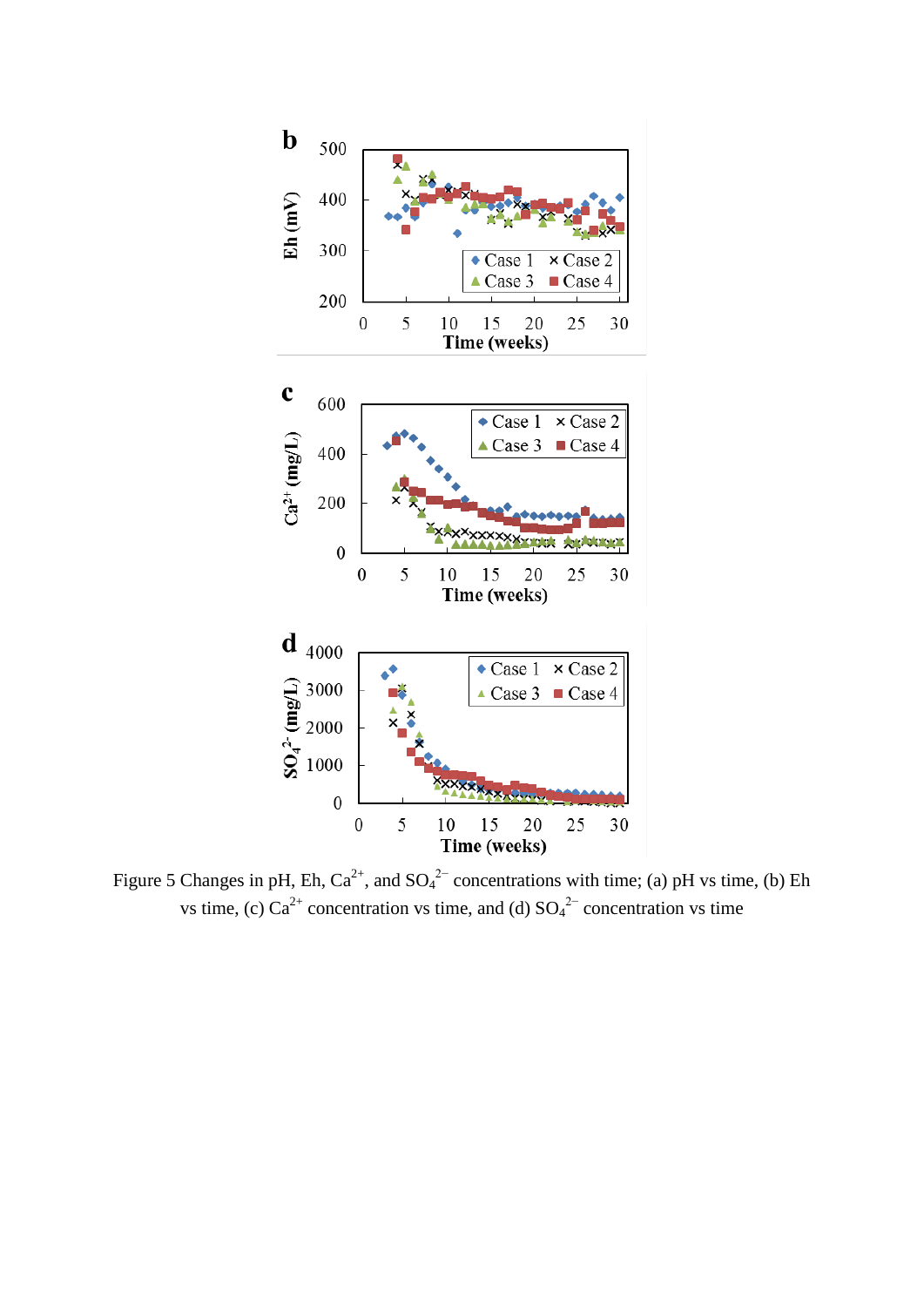Figure 5 Changes in pH, Eh, $Ca^{2+}$, and $SO_4^{2-}$ concentrations with time; (a) pH vs time, (b) Eh vs time, (c) $Ca^{2+}$ concentration vs time, and (d) $SO_4^{2-}$ concentration vs time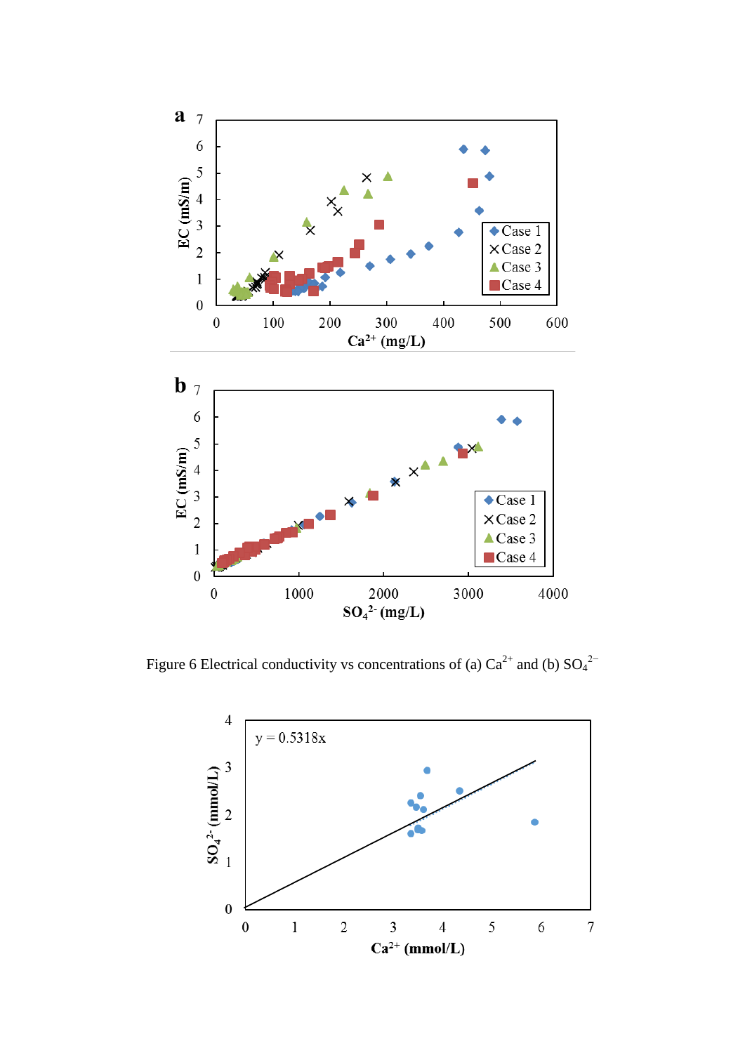Figure 6 Electrical conductivity vs concentrations of (a) $Ca^{2+}$ and (b) $SO_4^{2-}$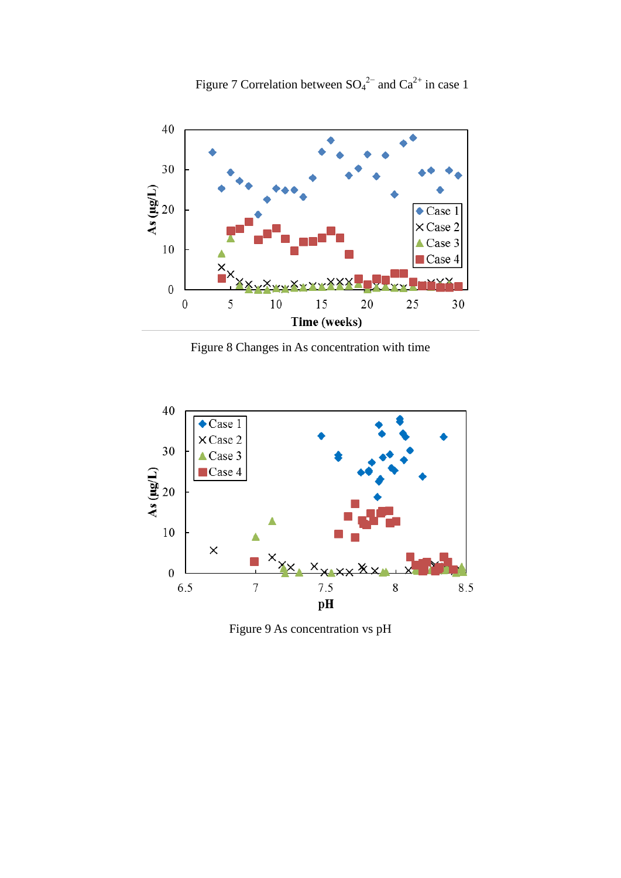Figure 7 Correlation between $SO_4^{2-}$ and $Ca^{2+}$ in case 1

Figure 8 Changes in As concentration with time

Figure 9 As concentration vs pH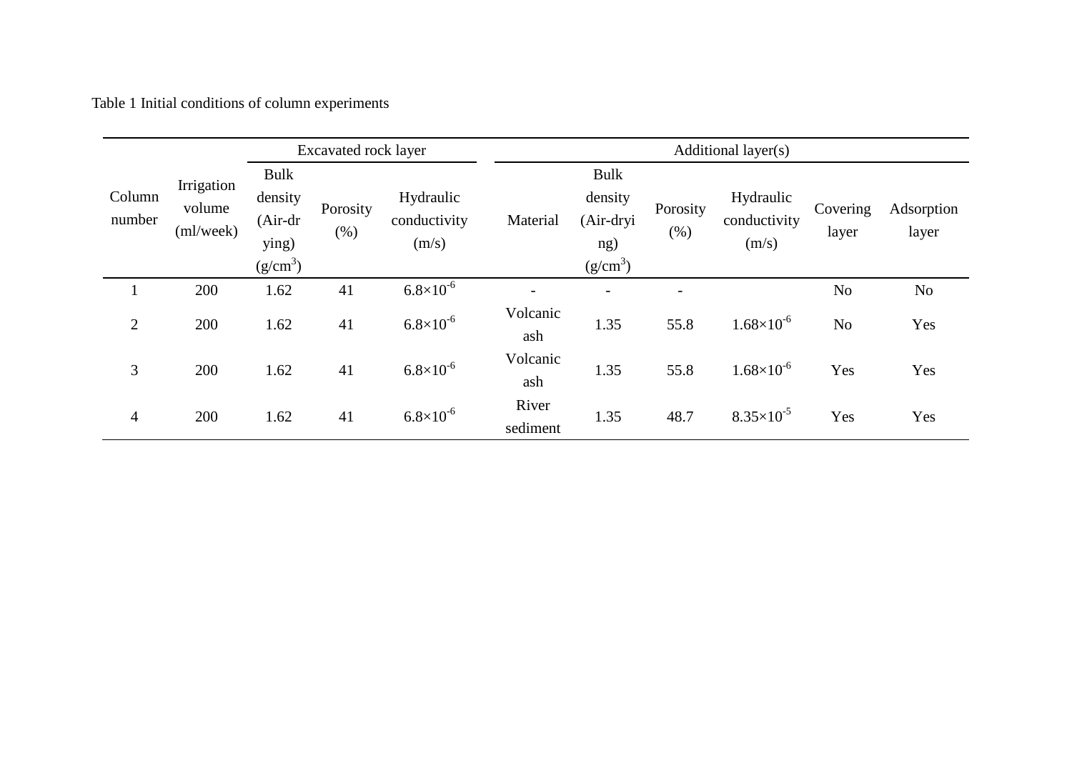Table 1 Initial conditions of column experiments

| Column number | Irrigation volume (ml/week) | Excavated rock layer | | | Additional layer(s) | | | | | |
|---|---|---|---|---|---|---|---|---|---|---|
| | | Bulk density (Air-drying) ($g/cm^3$) | Porosity (%) | Hydraulic conductivity (m/s) | Material | Bulk density (Air-drying) ($g/cm^3$) | Porosity (%) | Hydraulic conductivity (m/s) | Covering layer | Adsorption layer |
| 1 | 200 | 1.62 | 41 | $6.8\times10^{-6}$ | - | - | - | | No | No |
| 2 | 200 | 1.62 | 41 | $6.8\times10^{-6}$ | Volcanic ash | 1.35 | 55.8 | $1.68\times10^{-6}$ | No | Yes |
| 3 | 200 | 1.62 | 41 | $6.8\times10^{-6}$ | Volcanic ash | 1.35 | 55.8 | $1.68\times10^{-6}$ | Yes | Yes |
| 4 | 200 | 1.62 | 41 | $6.8\times10^{-6}$ | River sediment | 1.35 | 48.7 | $8.35\times10^{-5}$ | Yes | Yes |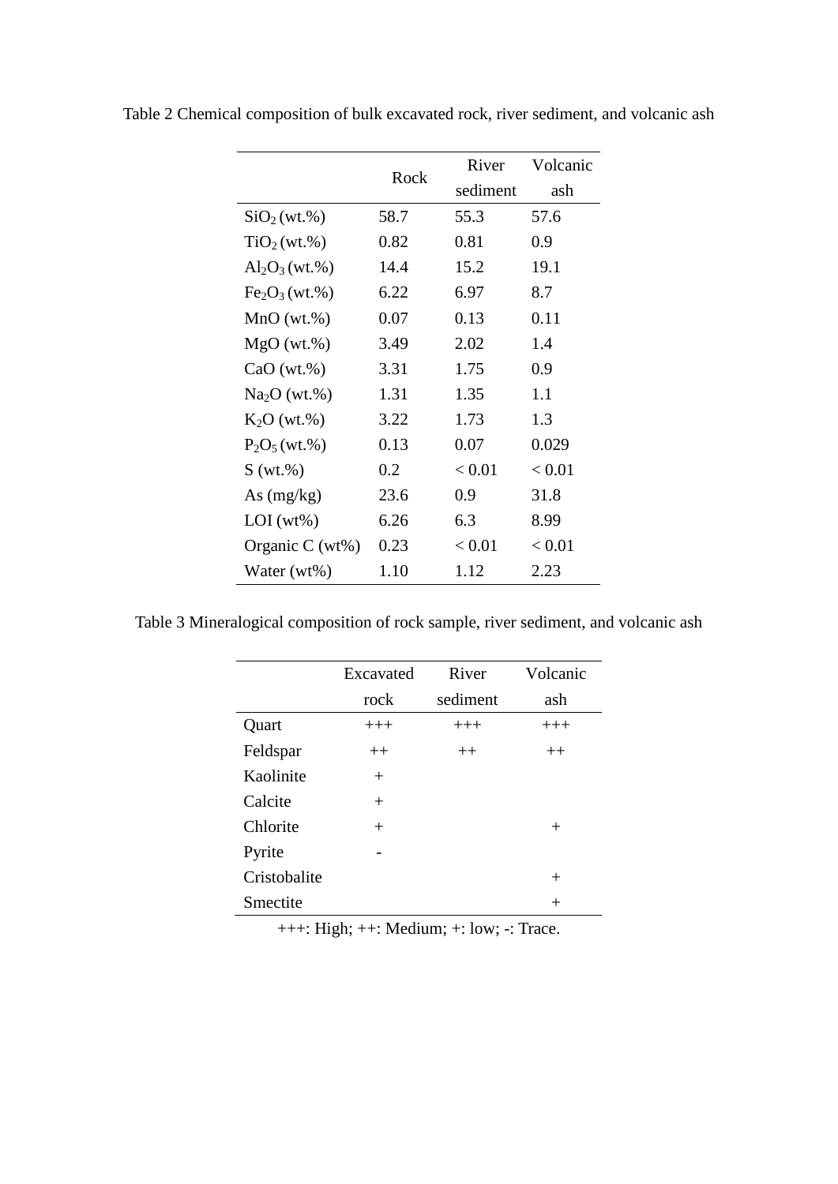Table 2 Chemical composition of bulk excavated rock, river sediment, and volcanic ash

| | Rock | River sediment | Volcanic ash |
|---|---|---|---|
| $SiO_2$ (wt.%) | 58.7 | 55.3 | 57.6 |
| $TiO_2$ (wt.%) | 0.82 | 0.81 | 0.9 |
| $Al_2O_3$ (wt.%) | 14.4 | 15.2 | 19.1 |
| $Fe_2O_3$ (wt.%) | 6.22 | 6.97 | 8.7 |
| MnO (wt.%) | 0.07 | 0.13 | 0.11 |
| MgO (wt.%) | 3.49 | 2.02 | 1.4 |
| CaO (wt.%) | 3.31 | 1.75 | 0.9 |
| $Na_2O$ (wt.%) | 1.31 | 1.35 | 1.1 |
| $K_2O$ (wt.%) | 3.22 | 1.73 | 1.3 |
| $P_2O_5$ (wt.%) | 0.13 | 0.07 | 0.029 |
| S (wt.%) | 0.2 | < 0.01 | < 0.01 |
| As (mg/kg) | 23.6 | 0.9 | 31.8 |
| LOI (wt%) | 6.26 | 6.3 | 8.99 |
| Organic C (wt%) | 0.23 | < 0.01 | < 0.01 |
| Water (wt%) | 1.10 | 1.12 | 2.23 |

Table 3 Mineralogical composition of rock sample, river sediment, and volcanic ash

| | Excavated rock | River sediment | Volcanic ash |
|---|---|---|---|
| Quart | +++ | +++ | +++ |
| Feldspar | ++ | ++ | ++ |
| Kaolinite | + | | |
| Calcite | + | | |
| Chlorite | + | | + |
| Pyrite | - | | |
| Cristobalite | | | + |
| Smectite | | | + |

+++: High; ++: Medium; +: low; -: Trace.